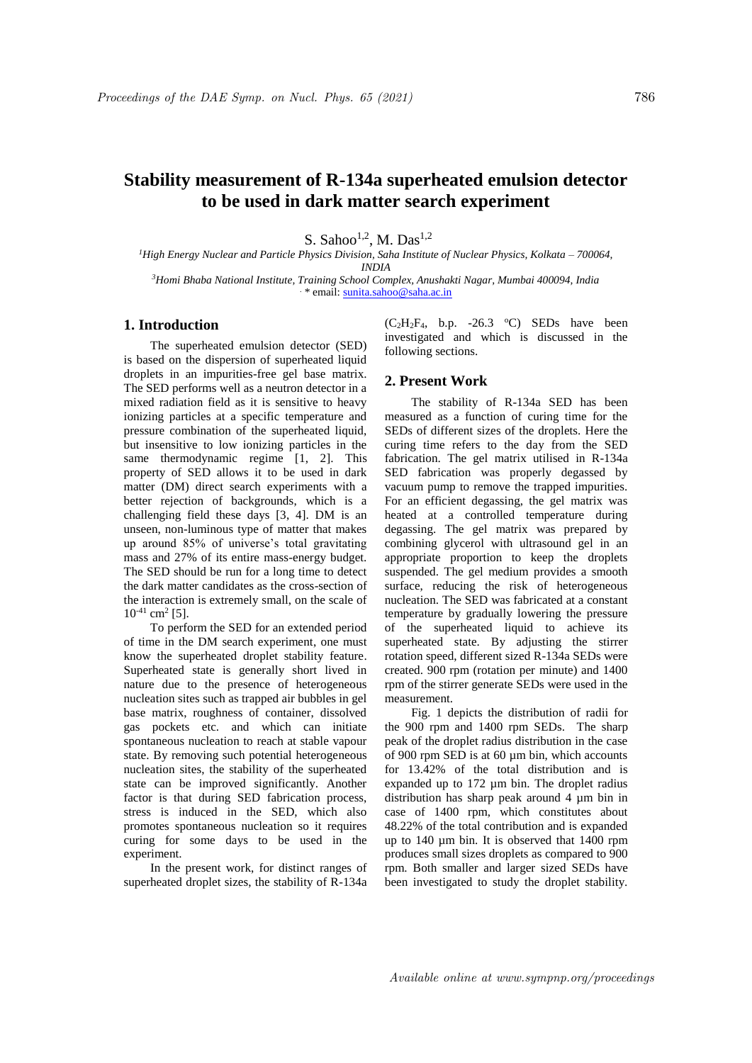# Stability measurement of R-134a superheated emulsion detector to be used in dark matter search experiment

S. Sahoo[1,2], M. Das[1,2]

[1]*High Energy Nuclear and Particle Physics Division, Saha Institute of Nuclear Physics, Kolkata – 700064, INDIA*

[3]*Homi Bhaba National Institute, Training School Complex, Anushakti Nagar, Mumbai 400094, India*

\* email: sunita.sahoo@saha.ac.in

## 1. Introduction

The superheated emulsion detector (SED) is based on the dispersion of superheated liquid droplets in an impurities-free gel base matrix. The SED performs well as a neutron detector in a mixed radiation field as it is sensitive to heavy ionizing particles at a specific temperature and pressure combination of the superheated liquid, but insensitive to low ionizing particles in the same thermodynamic regime [1, 2]. This property of SED allows it to be used in dark matter (DM) direct search experiments with a better rejection of backgrounds, which is a challenging field these days [3, 4]. DM is an unseen, non-luminous type of matter that makes up around 85% of universe's total gravitating mass and 27% of its entire mass-energy budget. The SED should be run for a long time to detect the dark matter candidates as the cross-section of the interaction is extremely small, on the scale of $10^{-41}$ cm$^2$ [5].

To perform the SED for an extended period of time in the DM search experiment, one must know the superheated droplet stability feature. Superheated state is generally short lived in nature due to the presence of heterogeneous nucleation sites such as trapped air bubbles in gel base matrix, roughness of container, dissolved gas pockets etc. and which can initiate spontaneous nucleation to reach at stable vapour state. By removing such potential heterogeneous nucleation sites, the stability of the superheated state can be improved significantly. Another factor is that during SED fabrication process, stress is induced in the SED, which also promotes spontaneous nucleation so it requires curing for some days to be used in the experiment.

In the present work, for distinct ranges of superheated droplet sizes, the stability of R-134a ($C_2H_2F_4$, b.p. -26.3 $^o$C) SEDs have been investigated and which is discussed in the following sections.

## 2. Present Work

The stability of R-134a SED has been measured as a function of curing time for the SEDs of different sizes of the droplets. Here the curing time refers to the day from the SED fabrication. The gel matrix utilised in R-134a SED fabrication was properly degassed by vacuum pump to remove the trapped impurities. For an efficient degassing, the gel matrix was heated at a controlled temperature during degassing. The gel matrix was prepared by combining glycerol with ultrasound gel in an appropriate proportion to keep the droplets suspended. The gel medium provides a smooth surface, reducing the risk of heterogeneous nucleation. The SED was fabricated at a constant temperature by gradually lowering the pressure of the superheated liquid to achieve its superheated state. By adjusting the stirrer rotation speed, different sized R-134a SEDs were created. 900 rpm (rotation per minute) and 1400 rpm of the stirrer generate SEDs were used in the measurement.

Fig. 1 depicts the distribution of radii for the 900 rpm and 1400 rpm SEDs. The sharp peak of the droplet radius distribution in the case of 900 rpm SED is at 60 µm bin, which accounts for 13.42% of the total distribution and is expanded up to 172 µm bin. The droplet radius distribution has sharp peak around 4 µm bin in case of 1400 rpm, which constitutes about 48.22% of the total contribution and is expanded up to 140 µm bin. It is observed that 1400 rpm produces small sizes droplets as compared to 900 rpm. Both smaller and larger sized SEDs have been investigated to study the droplet stability.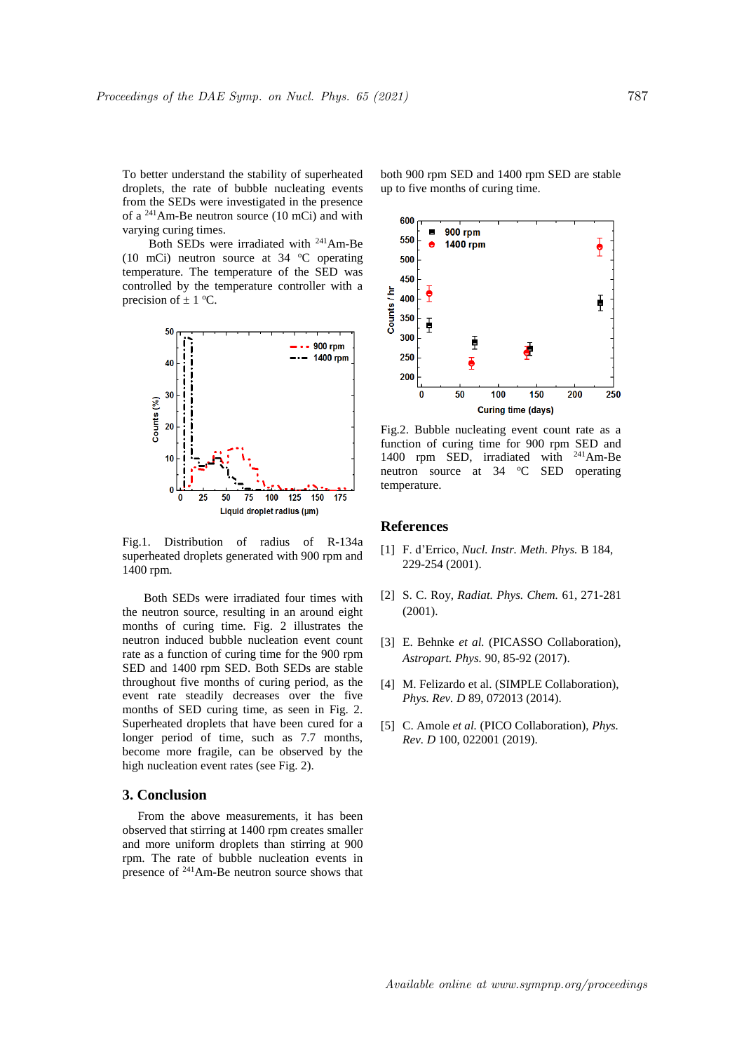To better understand the stability of superheated droplets, the rate of bubble nucleating events from the SEDs were investigated in the presence of a $^{241}$Am-Be neutron source (10 mCi) and with varying curing times.

Both SEDs were irradiated with $^{241}$Am-Be (10 mCi) neutron source at 34 ºC operating temperature. The temperature of the SED was controlled by the temperature controller with a precision of ± 1 ºC.

Counts (%)
50
40
30
20
10
0
0 25 50 75 100 125 150 175
Liquid droplet radius (μm)
900 rpm
1400 rpm

Fig.1. Distribution of radius of R-134a superheated droplets generated with 900 rpm and 1400 rpm.

Both SEDs were irradiated four times with the neutron source, resulting in an around eight months of curing time. Fig. 2 illustrates the neutron induced bubble nucleation event count rate as a function of curing time for the 900 rpm SED and 1400 rpm SED. Both SEDs are stable throughout five months of curing period, as the event rate steadily decreases over the five months of SED curing time, as seen in Fig. 2. Superheated droplets that have been cured for a longer period of time, such as 7.7 months, become more fragile, can be observed by the high nucleation event rates (see Fig. 2).

## 3. Conclusion

From the above measurements, it has been observed that stirring at 1400 rpm creates smaller and more uniform droplets than stirring at 900 rpm. The rate of bubble nucleation events in presence of $^{241}$Am-Be neutron source shows that both 900 rpm SED and 1400 rpm SED are stable up to five months of curing time.

Counts / hr
600
550
500
450
400
350
300
250
200
0 50 100 150 200 250
Curing time (days)
900 rpm
1400 rpm

Fig.2. Bubble nucleating event count rate as a function of curing time for 900 rpm SED and 1400 rpm SED, irradiated with $^{241}$Am-Be neutron source at 34 ºC SED operating temperature.

## References

[1] F. d'Errico, *Nucl. Instr. Meth. Phys.* B 184, 229-254 (2001).

[2] S. C. Roy, *Radiat. Phys. Chem.* 61, 271-281 (2001).

[3] E. Behnke *et al.* (PICASSO Collaboration), *Astropart. Phys.* 90, 85-92 (2017).

[4] M. Felizardo et al. (SIMPLE Collaboration), *Phys. Rev. D* 89, 072013 (2014).

[5] C. Amole *et al.* (PICO Collaboration), *Phys. Rev. D* 100, 022001 (2019).